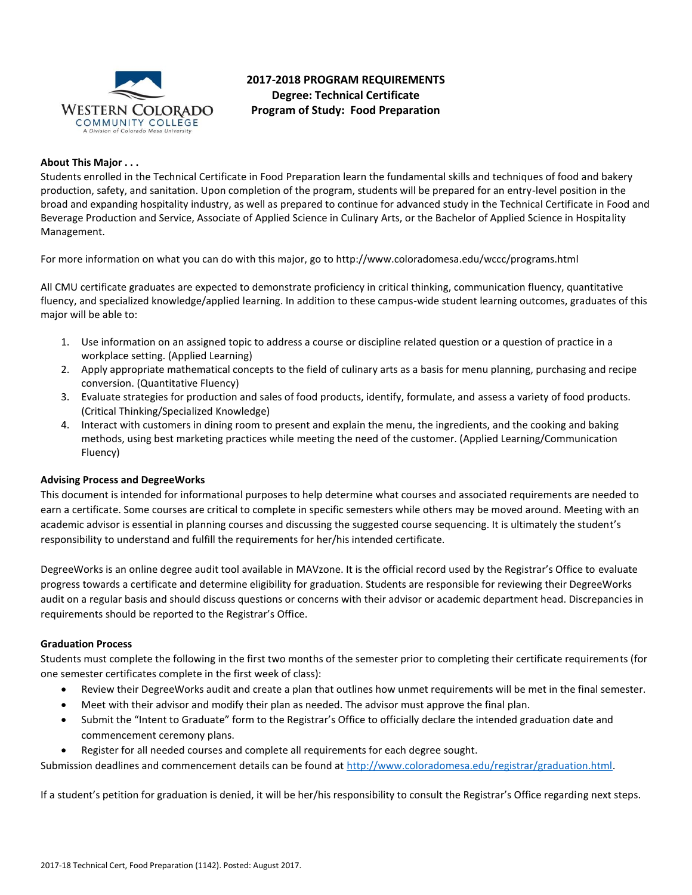# 2017-2018 PROGRAM REQUIREMENTS

**Degree: Technical Certificate**

**Program of Study: Food Preparation**

**About This Major . . .**

Students enrolled in the Technical Certificate in Food Preparation learn the fundamental skills and techniques of food and bakery production, safety, and sanitation. Upon completion of the program, students will be prepared for an entry-level position in the broad and expanding hospitality industry, as well as prepared to continue for advanced study in the Technical Certificate in Food and Beverage Production and Service, Associate of Applied Science in Culinary Arts, or the Bachelor of Applied Science in Hospitality Management.

For more information on what you can do with this major, go to http://www.coloradomesa.edu/wccc/programs.html

All CMU certificate graduates are expected to demonstrate proficiency in critical thinking, communication fluency, quantitative fluency, and specialized knowledge/applied learning. In addition to these campus-wide student learning outcomes, graduates of this major will be able to:

1. Use information on an assigned topic to address a course or discipline related question or a question of practice in a workplace setting. (Applied Learning)
2. Apply appropriate mathematical concepts to the field of culinary arts as a basis for menu planning, purchasing and recipe conversion. (Quantitative Fluency)
3. Evaluate strategies for production and sales of food products, identify, formulate, and assess a variety of food products. (Critical Thinking/Specialized Knowledge)
4. Interact with customers in dining room to present and explain the menu, the ingredients, and the cooking and baking methods, using best marketing practices while meeting the need of the customer. (Applied Learning/Communication Fluency)

**Advising Process and DegreeWorks**

This document is intended for informational purposes to help determine what courses and associated requirements are needed to earn a certificate. Some courses are critical to complete in specific semesters while others may be moved around. Meeting with an academic advisor is essential in planning courses and discussing the suggested course sequencing. It is ultimately the student's responsibility to understand and fulfill the requirements for her/his intended certificate.

DegreeWorks is an online degree audit tool available in MAVzone. It is the official record used by the Registrar's Office to evaluate progress towards a certificate and determine eligibility for graduation. Students are responsible for reviewing their DegreeWorks audit on a regular basis and should discuss questions or concerns with their advisor or academic department head. Discrepancies in requirements should be reported to the Registrar's Office.

**Graduation Process**

Students must complete the following in the first two months of the semester prior to completing their certificate requirements (for one semester certificates complete in the first week of class):

- Review their DegreeWorks audit and create a plan that outlines how unmet requirements will be met in the final semester.
- Meet with their advisor and modify their plan as needed. The advisor must approve the final plan.
- Submit the "Intent to Graduate" form to the Registrar's Office to officially declare the intended graduation date and commencement ceremony plans.
- Register for all needed courses and complete all requirements for each degree sought.

Submission deadlines and commencement details can be found at http://www.coloradomesa.edu/registrar/graduation.html.

If a student's petition for graduation is denied, it will be her/his responsibility to consult the Registrar's Office regarding next steps.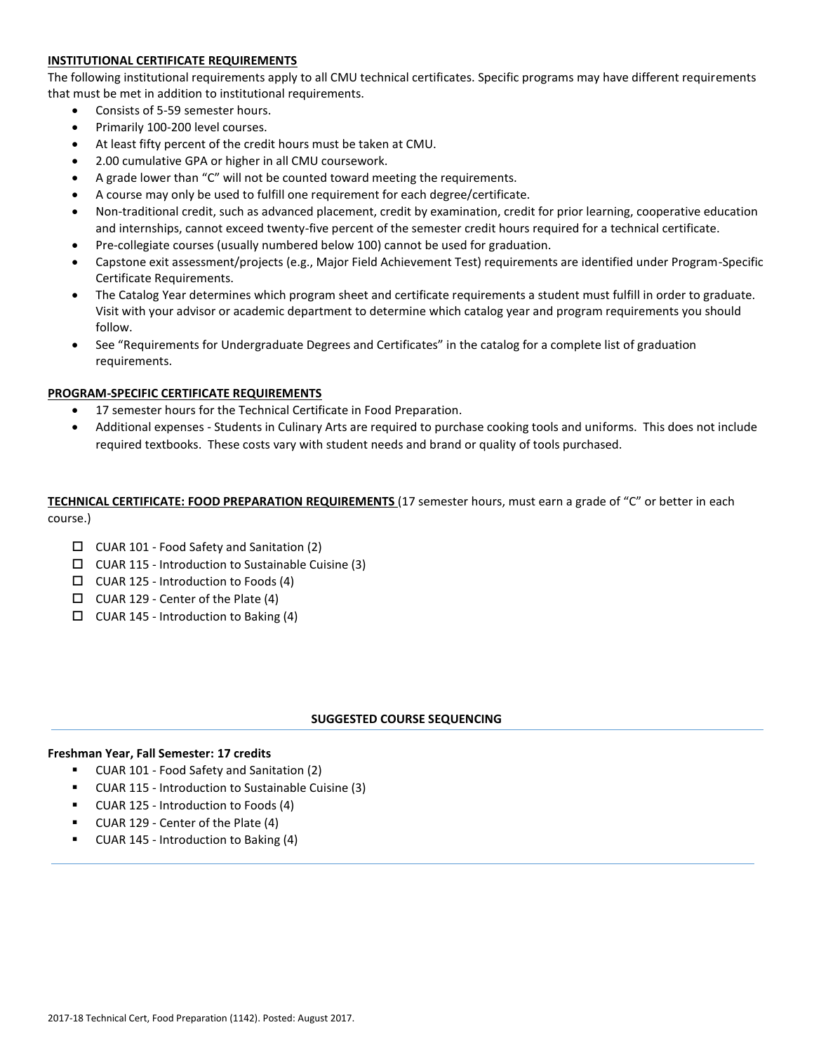## INSTITUTIONAL CERTIFICATE REQUIREMENTS

The following institutional requirements apply to all CMU technical certificates. Specific programs may have different requirements that must be met in addition to institutional requirements.

- Consists of 5-59 semester hours.
- Primarily 100-200 level courses.
- At least fifty percent of the credit hours must be taken at CMU.
- 2.00 cumulative GPA or higher in all CMU coursework.
- A grade lower than "C" will not be counted toward meeting the requirements.
- A course may only be used to fulfill one requirement for each degree/certificate.
- Non-traditional credit, such as advanced placement, credit by examination, credit for prior learning, cooperative education and internships, cannot exceed twenty-five percent of the semester credit hours required for a technical certificate.
- Pre-collegiate courses (usually numbered below 100) cannot be used for graduation.
- Capstone exit assessment/projects (e.g., Major Field Achievement Test) requirements are identified under Program-Specific Certificate Requirements.
- The Catalog Year determines which program sheet and certificate requirements a student must fulfill in order to graduate. Visit with your advisor or academic department to determine which catalog year and program requirements you should follow.
- See "Requirements for Undergraduate Degrees and Certificates" in the catalog for a complete list of graduation requirements.

## PROGRAM-SPECIFIC CERTIFICATE REQUIREMENTS

- 17 semester hours for the Technical Certificate in Food Preparation.
- Additional expenses - Students in Culinary Arts are required to purchase cooking tools and uniforms. This does not include required textbooks. These costs vary with student needs and brand or quality of tools purchased.

## TECHNICAL CERTIFICATE: FOOD PREPARATION REQUIREMENTS (17 semester hours, must earn a grade of "C" or better in each course.)

- ☐ CUAR 101 - Food Safety and Sanitation (2)
- ☐ CUAR 115 - Introduction to Sustainable Cuisine (3)
- ☐ CUAR 125 - Introduction to Foods (4)
- ☐ CUAR 129 - Center of the Plate (4)
- ☐ CUAR 145 - Introduction to Baking (4)

## SUGGESTED COURSE SEQUENCING

**Freshman Year, Fall Semester: 17 credits**

- CUAR 101 - Food Safety and Sanitation (2)
- CUAR 115 - Introduction to Sustainable Cuisine (3)
- CUAR 125 - Introduction to Foods (4)
- CUAR 129 - Center of the Plate (4)
- CUAR 145 - Introduction to Baking (4)

2017-18 Technical Cert, Food Preparation (1142). Posted: August 2017.